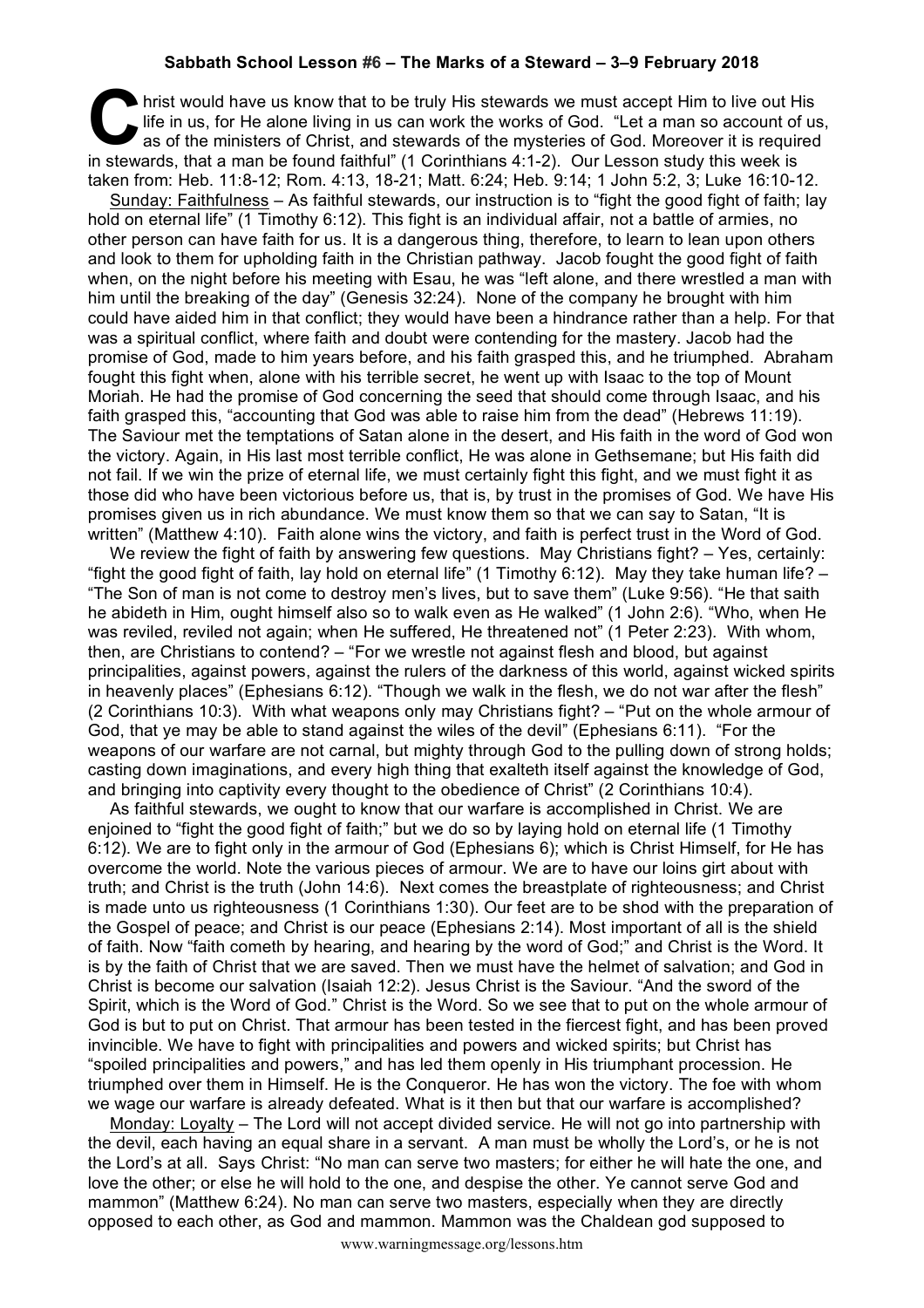**Sabbath School Lesson #6 – The Marks of a Steward – 3–9 February 2018**

Christ would have us know that to be truly His stewards we must accept Him to live out His life in us, for He alone living in us can work the works of God. "Let a man so account of us, as of the ministers of Christ, and stewards of the mysteries of God. Moreover it is required in stewards, that a man be found faithful" (1 Corinthians 4:1-2). Our Lesson study this week is taken from: Heb. 11:8-12; Rom. 4:13, 18-21; Matt. 6:24; Heb. 9:14; 1 John 5:2, 3; Luke 16:10-12.

Sunday: Faithfulness – As faithful stewards, our instruction is to "fight the good fight of faith; lay hold on eternal life" (1 Timothy 6:12). This fight is an individual affair, not a battle of armies, no other person can have faith for us. It is a dangerous thing, therefore, to learn to lean upon others and look to them for upholding faith in the Christian pathway. Jacob fought the good fight of faith when, on the night before his meeting with Esau, he was "left alone, and there wrestled a man with him until the breaking of the day" (Genesis 32:24). None of the company he brought with him could have aided him in that conflict; they would have been a hindrance rather than a help. For that was a spiritual conflict, where faith and doubt were contending for the mastery. Jacob had the promise of God, made to him years before, and his faith grasped this, and he triumphed. Abraham fought this fight when, alone with his terrible secret, he went up with Isaac to the top of Mount Moriah. He had the promise of God concerning the seed that should come through Isaac, and his faith grasped this, "accounting that God was able to raise him from the dead" (Hebrews 11:19). The Saviour met the temptations of Satan alone in the desert, and His faith in the word of God won the victory. Again, in His last most terrible conflict, He was alone in Gethsemane; but His faith did not fail. If we win the prize of eternal life, we must certainly fight this fight, and we must fight it as those did who have been victorious before us, that is, by trust in the promises of God. We have His promises given us in rich abundance. We must know them so that we can say to Satan, "It is written" (Matthew 4:10). Faith alone wins the victory, and faith is perfect trust in the Word of God.

We review the fight of faith by answering few questions. May Christians fight? – Yes, certainly: "fight the good fight of faith, lay hold on eternal life" (1 Timothy 6:12). May they take human life? – "The Son of man is not come to destroy men's lives, but to save them" (Luke 9:56). "He that saith he abideth in Him, ought himself also so to walk even as He walked" (1 John 2:6). "Who, when He was reviled, reviled not again; when He suffered, He threatened not" (1 Peter 2:23). With whom, then, are Christians to contend? – "For we wrestle not against flesh and blood, but against principalities, against powers, against the rulers of the darkness of this world, against wicked spirits in heavenly places" (Ephesians 6:12). "Though we walk in the flesh, we do not war after the flesh" (2 Corinthians 10:3). With what weapons only may Christians fight? – "Put on the whole armour of God, that ye may be able to stand against the wiles of the devil" (Ephesians 6:11). "For the weapons of our warfare are not carnal, but mighty through God to the pulling down of strong holds; casting down imaginations, and every high thing that exalteth itself against the knowledge of God, and bringing into captivity every thought to the obedience of Christ" (2 Corinthians 10:4).

As faithful stewards, we ought to know that our warfare is accomplished in Christ. We are enjoined to "fight the good fight of faith;" but we do so by laying hold on eternal life (1 Timothy 6:12). We are to fight only in the armour of God (Ephesians 6); which is Christ Himself, for He has overcome the world. Note the various pieces of armour. We are to have our loins girt about with truth; and Christ is the truth (John 14:6). Next comes the breastplate of righteousness; and Christ is made unto us righteousness (1 Corinthians 1:30). Our feet are to be shod with the preparation of the Gospel of peace; and Christ is our peace (Ephesians 2:14). Most important of all is the shield of faith. Now "faith cometh by hearing, and hearing by the word of God;" and Christ is the Word. It is by the faith of Christ that we are saved. Then we must have the helmet of salvation; and God in Christ is become our salvation (Isaiah 12:2). Jesus Christ is the Saviour. "And the sword of the Spirit, which is the Word of God." Christ is the Word. So we see that to put on the whole armour of God is but to put on Christ. That armour has been tested in the fiercest fight, and has been proved invincible. We have to fight with principalities and powers and wicked spirits; but Christ has "spoiled principalities and powers," and has led them openly in His triumphant procession. He triumphed over them in Himself. He is the Conqueror. He has won the victory. The foe with whom we wage our warfare is already defeated. What is it then but that our warfare is accomplished?

Monday: Loyalty – The Lord will not accept divided service. He will not go into partnership with the devil, each having an equal share in a servant. A man must be wholly the Lord's, or he is not the Lord's at all. Says Christ: "No man can serve two masters; for either he will hate the one, and love the other; or else he will hold to the one, and despise the other. Ye cannot serve God and mammon" (Matthew 6:24). No man can serve two masters, especially when they are directly opposed to each other, as God and mammon. Mammon was the Chaldean god supposed to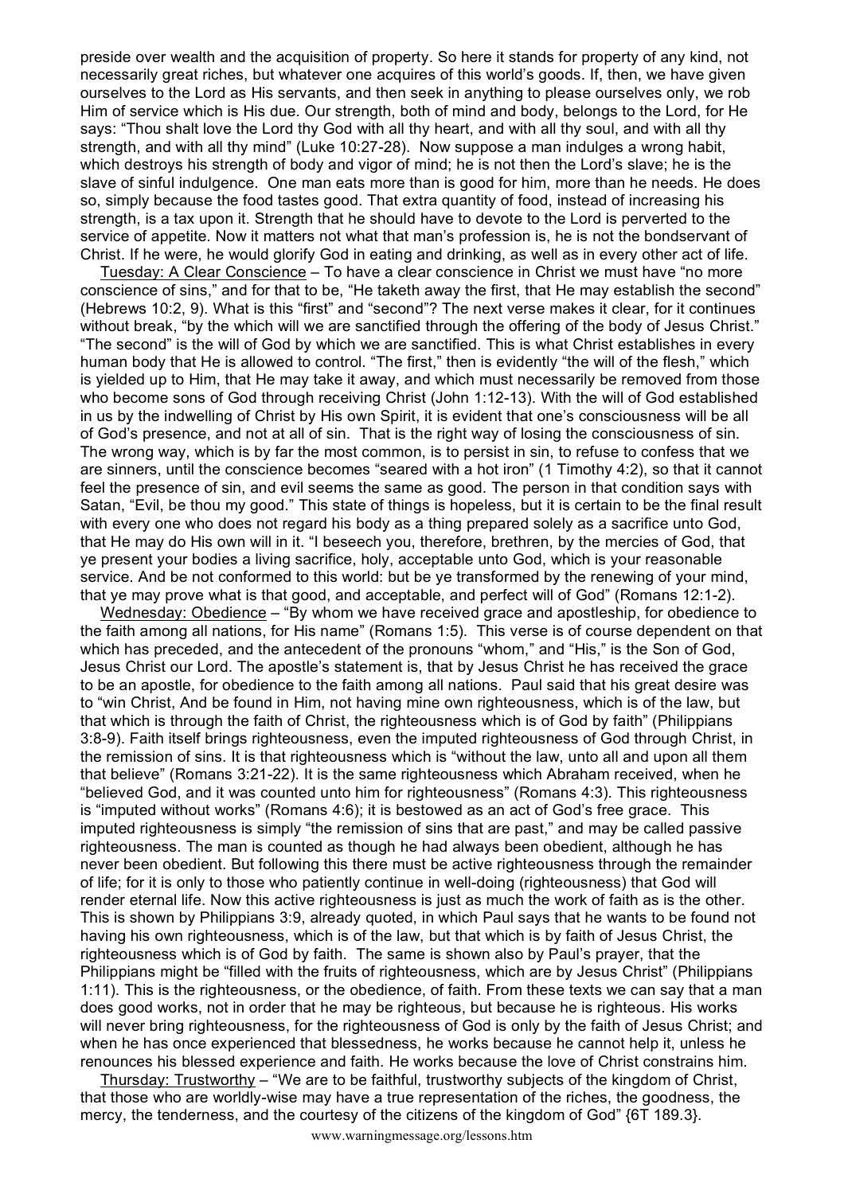preside over wealth and the acquisition of property. So here it stands for property of any kind, not necessarily great riches, but whatever one acquires of this world's goods. If, then, we have given ourselves to the Lord as His servants, and then seek in anything to please ourselves only, we rob Him of service which is His due. Our strength, both of mind and body, belongs to the Lord, for He says: "Thou shalt love the Lord thy God with all thy heart, and with all thy soul, and with all thy strength, and with all thy mind" (Luke 10:27-28). Now suppose a man indulges a wrong habit, which destroys his strength of body and vigor of mind; he is not then the Lord's slave; he is the slave of sinful indulgence. One man eats more than is good for him, more than he needs. He does so, simply because the food tastes good. That extra quantity of food, instead of increasing his strength, is a tax upon it. Strength that he should have to devote to the Lord is perverted to the service of appetite. Now it matters not what that man's profession is, he is not the bondservant of Christ. If he were, he would glorify God in eating and drinking, as well as in every other act of life.

Tuesday: A Clear Conscience – To have a clear conscience in Christ we must have "no more conscience of sins," and for that to be, "He taketh away the first, that He may establish the second" (Hebrews 10:2, 9). What is this "first" and "second"? The next verse makes it clear, for it continues without break, "by the which will we are sanctified through the offering of the body of Jesus Christ." "The second" is the will of God by which we are sanctified. This is what Christ establishes in every human body that He is allowed to control. "The first," then is evidently "the will of the flesh," which is yielded up to Him, that He may take it away, and which must necessarily be removed from those who become sons of God through receiving Christ (John 1:12-13). With the will of God established in us by the indwelling of Christ by His own Spirit, it is evident that one's consciousness will be all of God's presence, and not at all of sin. That is the right way of losing the consciousness of sin. The wrong way, which is by far the most common, is to persist in sin, to refuse to confess that we are sinners, until the conscience becomes "seared with a hot iron" (1 Timothy 4:2), so that it cannot feel the presence of sin, and evil seems the same as good. The person in that condition says with Satan, "Evil, be thou my good." This state of things is hopeless, but it is certain to be the final result with every one who does not regard his body as a thing prepared solely as a sacrifice unto God, that He may do His own will in it. "I beseech you, therefore, brethren, by the mercies of God, that ye present your bodies a living sacrifice, holy, acceptable unto God, which is your reasonable service. And be not conformed to this world: but be ye transformed by the renewing of your mind, that ye may prove what is that good, and acceptable, and perfect will of God" (Romans 12:1-2).

Wednesday: Obedience – "By whom we have received grace and apostleship, for obedience to the faith among all nations, for His name" (Romans 1:5). This verse is of course dependent on that which has preceded, and the antecedent of the pronouns "whom," and "His," is the Son of God, Jesus Christ our Lord. The apostle's statement is, that by Jesus Christ he has received the grace to be an apostle, for obedience to the faith among all nations. Paul said that his great desire was to "win Christ, And be found in Him, not having mine own righteousness, which is of the law, but that which is through the faith of Christ, the righteousness which is of God by faith" (Philippians 3:8-9). Faith itself brings righteousness, even the imputed righteousness of God through Christ, in the remission of sins. It is that righteousness which is "without the law, unto all and upon all them that believe" (Romans 3:21-22). It is the same righteousness which Abraham received, when he "believed God, and it was counted unto him for righteousness" (Romans 4:3). This righteousness is "imputed without works" (Romans 4:6); it is bestowed as an act of God's free grace. This imputed righteousness is simply "the remission of sins that are past," and may be called passive righteousness. The man is counted as though he had always been obedient, although he has never been obedient. But following this there must be active righteousness through the remainder of life; for it is only to those who patiently continue in well-doing (righteousness) that God will render eternal life. Now this active righteousness is just as much the work of faith as is the other. This is shown by Philippians 3:9, already quoted, in which Paul says that he wants to be found not having his own righteousness, which is of the law, but that which is by faith of Jesus Christ, the righteousness which is of God by faith. The same is shown also by Paul's prayer, that the Philippians might be "filled with the fruits of righteousness, which are by Jesus Christ" (Philippians 1:11). This is the righteousness, or the obedience, of faith. From these texts we can say that a man does good works, not in order that he may be righteous, but because he is righteous. His works will never bring righteousness, for the righteousness of God is only by the faith of Jesus Christ; and when he has once experienced that blessedness, he works because he cannot help it, unless he renounces his blessed experience and faith. He works because the love of Christ constrains him.

Thursday: Trustworthy – "We are to be faithful, trustworthy subjects of the kingdom of Christ, that those who are worldly-wise may have a true representation of the riches, the goodness, the mercy, the tenderness, and the courtesy of the citizens of the kingdom of God" {6T 189.3}.